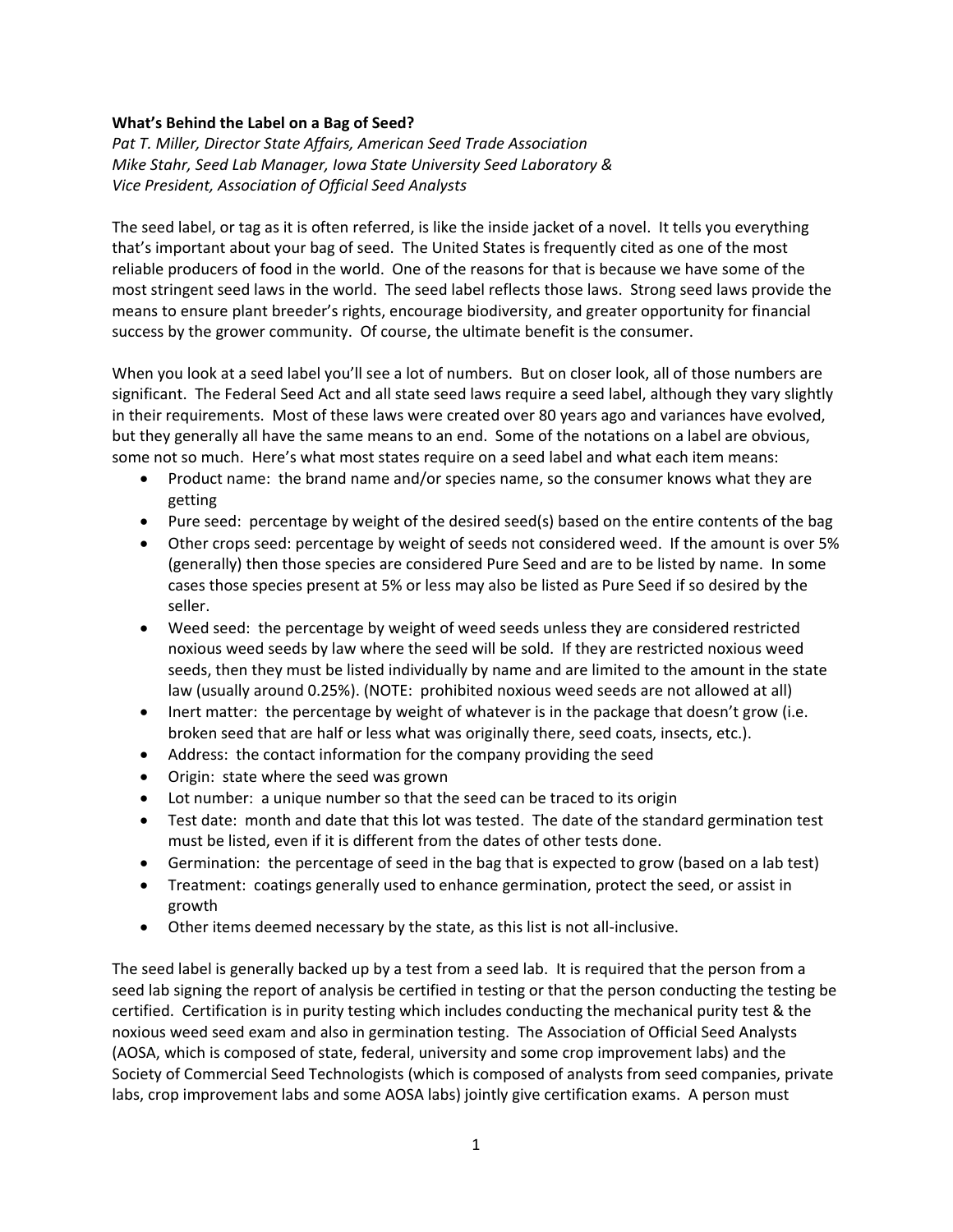**What's Behind the Label on a Bag of Seed?**

*Pat T. Miller, Director State Affairs, American Seed Trade Association*
*Mike Stahr, Seed Lab Manager, Iowa State University Seed Laboratory &*
*Vice President, Association of Official Seed Analysts*

The seed label, or tag as it is often referred, is like the inside jacket of a novel. It tells you everything that's important about your bag of seed. The United States is frequently cited as one of the most reliable producers of food in the world. One of the reasons for that is because we have some of the most stringent seed laws in the world. The seed label reflects those laws. Strong seed laws provide the means to ensure plant breeder's rights, encourage biodiversity, and greater opportunity for financial success by the grower community. Of course, the ultimate benefit is the consumer.

When you look at a seed label you'll see a lot of numbers. But on closer look, all of those numbers are significant. The Federal Seed Act and all state seed laws require a seed label, although they vary slightly in their requirements. Most of these laws were created over 80 years ago and variances have evolved, but they generally all have the same means to an end. Some of the notations on a label are obvious, some not so much. Here's what most states require on a seed label and what each item means:

- Product name: the brand name and/or species name, so the consumer knows what they are getting
- Pure seed: percentage by weight of the desired seed(s) based on the entire contents of the bag
- Other crops seed: percentage by weight of seeds not considered weed. If the amount is over 5% (generally) then those species are considered Pure Seed and are to be listed by name. In some cases those species present at 5% or less may also be listed as Pure Seed if so desired by the seller.
- Weed seed: the percentage by weight of weed seeds unless they are considered restricted noxious weed seeds by law where the seed will be sold. If they are restricted noxious weed seeds, then they must be listed individually by name and are limited to the amount in the state law (usually around 0.25%). (NOTE: prohibited noxious weed seeds are not allowed at all)
- Inert matter: the percentage by weight of whatever is in the package that doesn't grow (i.e. broken seed that are half or less what was originally there, seed coats, insects, etc.).
- Address: the contact information for the company providing the seed
- Origin: state where the seed was grown
- Lot number: a unique number so that the seed can be traced to its origin
- Test date: month and date that this lot was tested. The date of the standard germination test must be listed, even if it is different from the dates of other tests done.
- Germination: the percentage of seed in the bag that is expected to grow (based on a lab test)
- Treatment: coatings generally used to enhance germination, protect the seed, or assist in growth
- Other items deemed necessary by the state, as this list is not all-inclusive.

The seed label is generally backed up by a test from a seed lab. It is required that the person from a seed lab signing the report of analysis be certified in testing or that the person conducting the testing be certified. Certification is in purity testing which includes conducting the mechanical purity test & the noxious weed seed exam and also in germination testing. The Association of Official Seed Analysts (AOSA, which is composed of state, federal, university and some crop improvement labs) and the Society of Commercial Seed Technologists (which is composed of analysts from seed companies, private labs, crop improvement labs and some AOSA labs) jointly give certification exams. A person must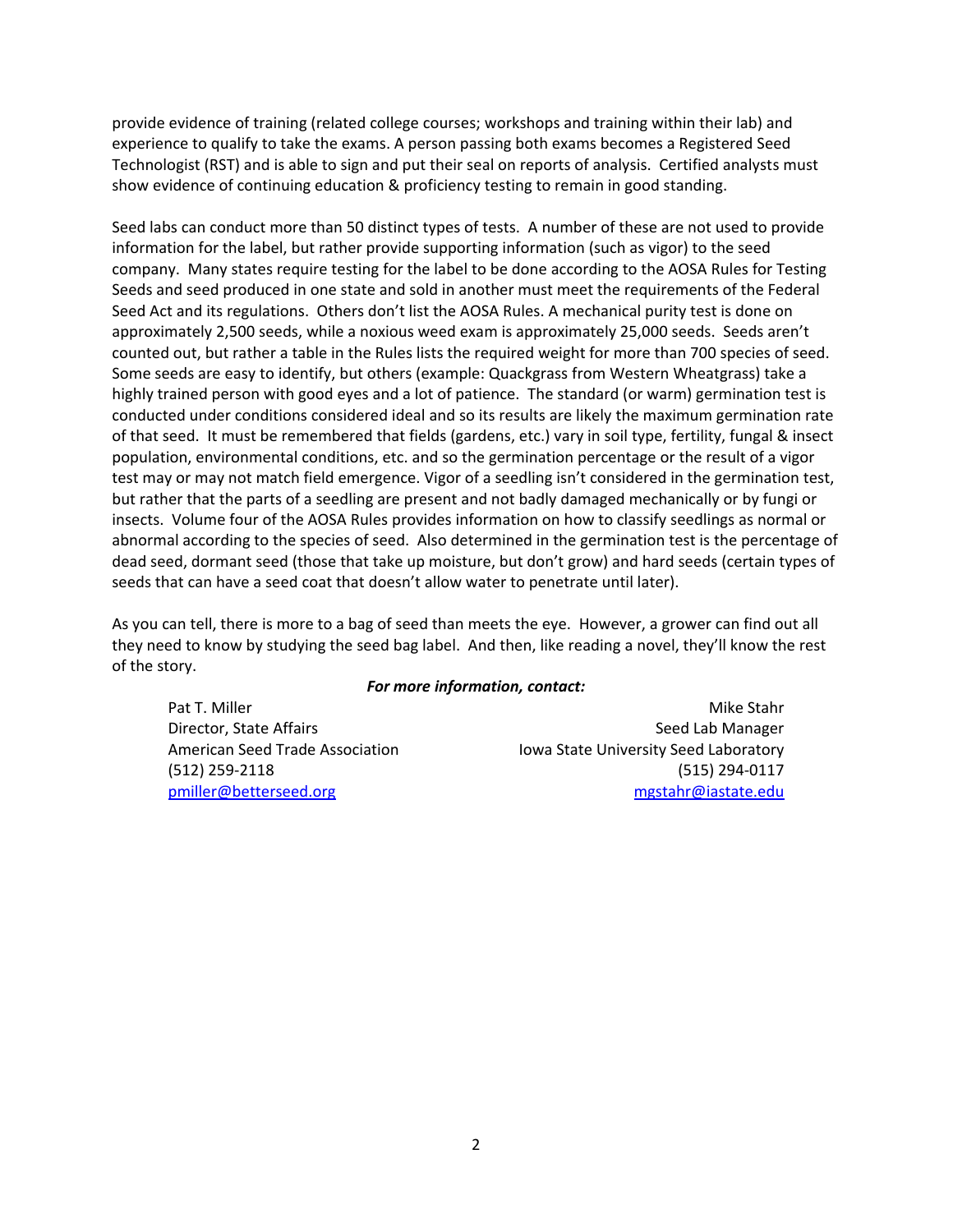provide evidence of training (related college courses; workshops and training within their lab) and experience to qualify to take the exams. A person passing both exams becomes a Registered Seed Technologist (RST) and is able to sign and put their seal on reports of analysis. Certified analysts must show evidence of continuing education & proficiency testing to remain in good standing.

Seed labs can conduct more than 50 distinct types of tests. A number of these are not used to provide information for the label, but rather provide supporting information (such as vigor) to the seed company. Many states require testing for the label to be done according to the AOSA Rules for Testing Seeds and seed produced in one state and sold in another must meet the requirements of the Federal Seed Act and its regulations. Others don't list the AOSA Rules. A mechanical purity test is done on approximately 2,500 seeds, while a noxious weed exam is approximately 25,000 seeds. Seeds aren't counted out, but rather a table in the Rules lists the required weight for more than 700 species of seed. Some seeds are easy to identify, but others (example: Quackgrass from Western Wheatgrass) take a highly trained person with good eyes and a lot of patience. The standard (or warm) germination test is conducted under conditions considered ideal and so its results are likely the maximum germination rate of that seed. It must be remembered that fields (gardens, etc.) vary in soil type, fertility, fungal & insect population, environmental conditions, etc. and so the germination percentage or the result of a vigor test may or may not match field emergence. Vigor of a seedling isn't considered in the germination test, but rather that the parts of a seedling are present and not badly damaged mechanically or by fungi or insects. Volume four of the AOSA Rules provides information on how to classify seedlings as normal or abnormal according to the species of seed. Also determined in the germination test is the percentage of dead seed, dormant seed (those that take up moisture, but don't grow) and hard seeds (certain types of seeds that can have a seed coat that doesn't allow water to penetrate until later).

As you can tell, there is more to a bag of seed than meets the eye. However, a grower can find out all they need to know by studying the seed bag label. And then, like reading a novel, they'll know the rest of the story.

***For more information, contact:***

Pat T. Miller
Director, State Affairs
American Seed Trade Association
(512) 259-2118
pmiller@betterseed.org

Mike Stahr
Seed Lab Manager
Iowa State University Seed Laboratory
(515) 294-0117
mgstahr@iastate.edu